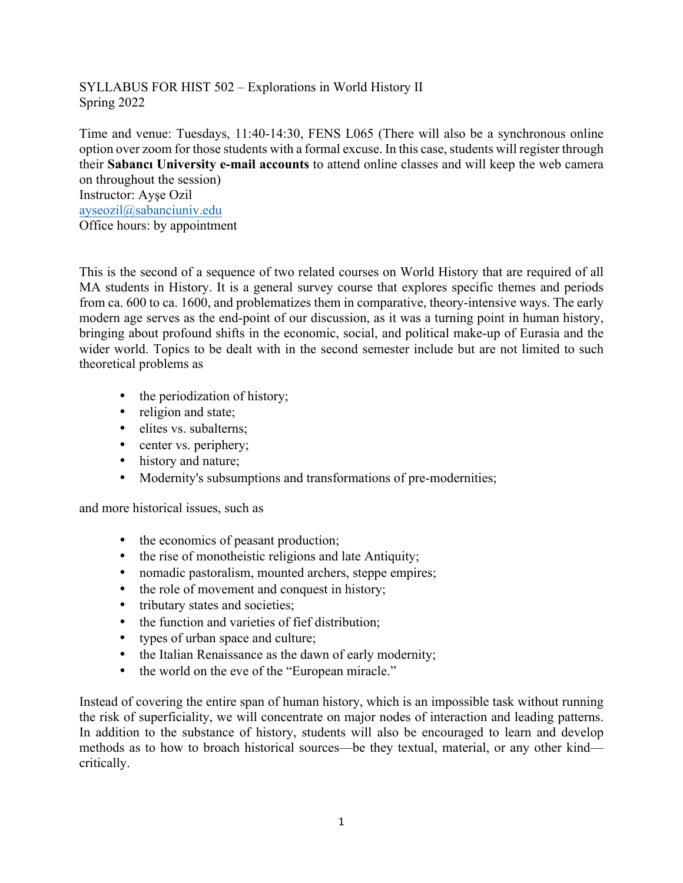SYLLABUS FOR HIST 502 – Explorations in World History II
Spring 2022

Time and venue: Tuesdays, 11:40-14:30, FENS L065 (There will also be a synchronous online option over zoom for those students with a formal excuse. In this case, students will register through their **Sabancı University e-mail accounts** to attend online classes and will keep the web camera on throughout the session)
Instructor: Ayşe Ozil
ayseozil@sabanciuniv.edu
Office hours: by appointment

This is the second of a sequence of two related courses on World History that are required of all MA students in History. It is a general survey course that explores specific themes and periods from ca. 600 to ca. 1600, and problematizes them in comparative, theory-intensive ways. The early modern age serves as the end-point of our discussion, as it was a turning point in human history, bringing about profound shifts in the economic, social, and political make-up of Eurasia and the wider world. Topics to be dealt with in the second semester include but are not limited to such theoretical problems as

- the periodization of history;
- religion and state;
- elites vs. subalterns;
- center vs. periphery;
- history and nature;
- Modernity's subsumptions and transformations of pre-modernities;

and more historical issues, such as

- the economics of peasant production;
- the rise of monotheistic religions and late Antiquity;
- nomadic pastoralism, mounted archers, steppe empires;
- the role of movement and conquest in history;
- tributary states and societies;
- the function and varieties of fief distribution;
- types of urban space and culture;
- the Italian Renaissance as the dawn of early modernity;
- the world on the eve of the "European miracle."

Instead of covering the entire span of human history, which is an impossible task without running the risk of superficiality, we will concentrate on major nodes of interaction and leading patterns. In addition to the substance of history, students will also be encouraged to learn and develop methods as to how to broach historical sources—be they textual, material, or any other kind—critically.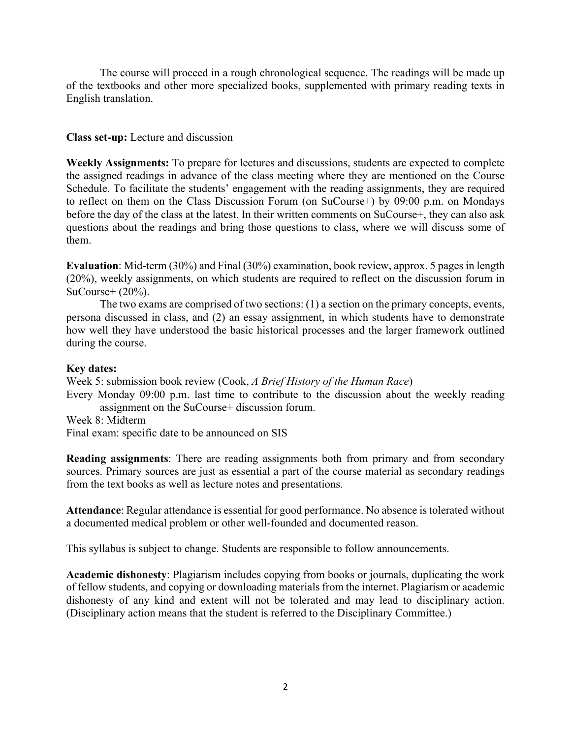The course will proceed in a rough chronological sequence. The readings will be made up of the textbooks and other more specialized books, supplemented with primary reading texts in English translation.

**Class set-up:** Lecture and discussion

**Weekly Assignments:** To prepare for lectures and discussions, students are expected to complete the assigned readings in advance of the class meeting where they are mentioned on the Course Schedule. To facilitate the students' engagement with the reading assignments, they are required to reflect on them on the Class Discussion Forum (on SuCourse+) by 09:00 p.m. on Mondays before the day of the class at the latest. In their written comments on SuCourse+, they can also ask questions about the readings and bring those questions to class, where we will discuss some of them.

**Evaluation**: Mid-term (30%) and Final (30%) examination, book review, approx. 5 pages in length (20%), weekly assignments, on which students are required to reflect on the discussion forum in SuCourse+ (20%).

The two exams are comprised of two sections: (1) a section on the primary concepts, events, persona discussed in class, and (2) an essay assignment, in which students have to demonstrate how well they have understood the basic historical processes and the larger framework outlined during the course.

**Key dates:**

Week 5: submission book review (Cook, *A Brief History of the Human Race*)

Every Monday 09:00 p.m. last time to contribute to the discussion about the weekly reading assignment on the SuCourse+ discussion forum.

Week 8: Midterm

Final exam: specific date to be announced on SIS

**Reading assignments**: There are reading assignments both from primary and from secondary sources. Primary sources are just as essential a part of the course material as secondary readings from the text books as well as lecture notes and presentations.

**Attendance**: Regular attendance is essential for good performance. No absence is tolerated without a documented medical problem or other well-founded and documented reason.

This syllabus is subject to change. Students are responsible to follow announcements.

**Academic dishonesty**: Plagiarism includes copying from books or journals, duplicating the work of fellow students, and copying or downloading materials from the internet. Plagiarism or academic dishonesty of any kind and extent will not be tolerated and may lead to disciplinary action. (Disciplinary action means that the student is referred to the Disciplinary Committee.)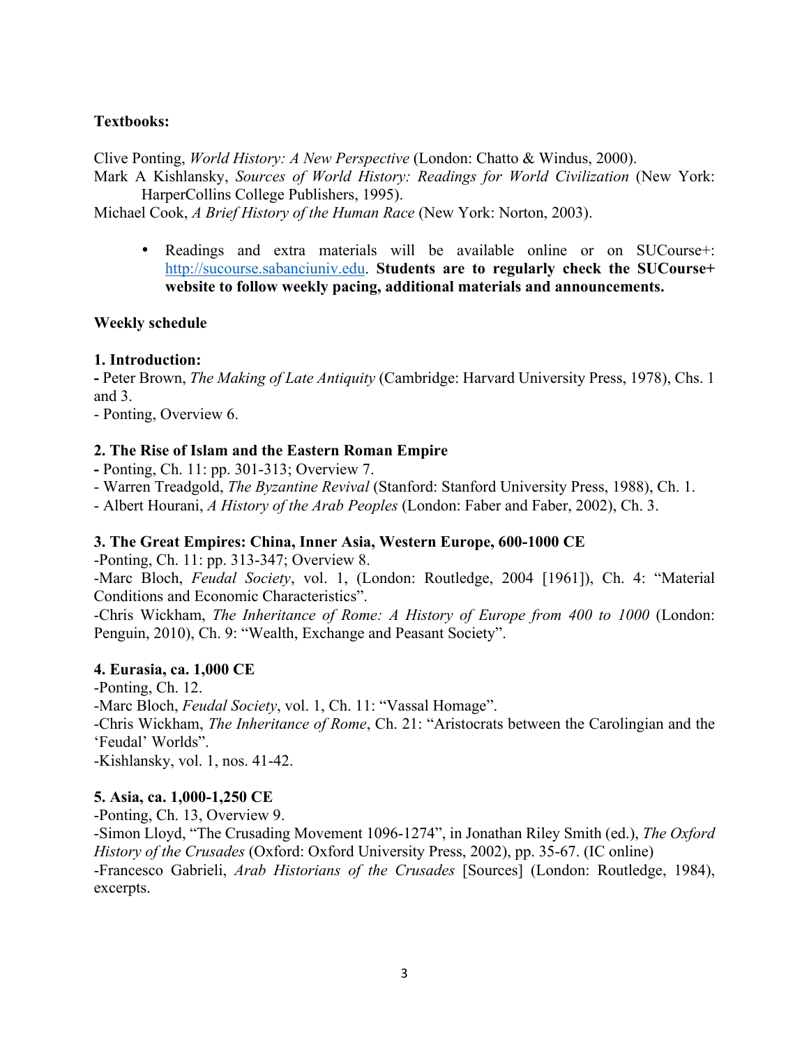**Textbooks:**

Clive Ponting, *World History: A New Perspective* (London: Chatto & Windus, 2000).
Mark A Kishlansky, *Sources of World History: Readings for World Civilization* (New York: HarperCollins College Publishers, 1995).
Michael Cook, *A Brief History of the Human Race* (New York: Norton, 2003).

- Readings and extra materials will be available online or on SUCourse+: http://sucourse.sabanciuniv.edu. **Students are to regularly check the SUCourse+ website to follow weekly pacing, additional materials and announcements.**

**Weekly schedule**

**1. Introduction:**
**-** Peter Brown, *The Making of Late Antiquity* (Cambridge: Harvard University Press, 1978), Chs. 1 and 3.
- Ponting, Overview 6.

**2. The Rise of Islam and the Eastern Roman Empire**
**-** Ponting, Ch. 11: pp. 301-313; Overview 7.
- Warren Treadgold, *The Byzantine Revival* (Stanford: Stanford University Press, 1988), Ch. 1.
- Albert Hourani, *A History of the Arab Peoples* (London: Faber and Faber, 2002), Ch. 3.

**3. The Great Empires: China, Inner Asia, Western Europe, 600-1000 CE**
-Ponting, Ch. 11: pp. 313-347; Overview 8.
-Marc Bloch, *Feudal Society*, vol. 1, (London: Routledge, 2004 [1961]), Ch. 4: "Material Conditions and Economic Characteristics".
-Chris Wickham, *The Inheritance of Rome: A History of Europe from 400 to 1000* (London: Penguin, 2010), Ch. 9: "Wealth, Exchange and Peasant Society".

**4. Eurasia, ca. 1,000 CE**
-Ponting, Ch. 12.
-Marc Bloch, *Feudal Society*, vol. 1, Ch. 11: "Vassal Homage".
-Chris Wickham, *The Inheritance of Rome*, Ch. 21: "Aristocrats between the Carolingian and the 'Feudal' Worlds".
-Kishlansky, vol. 1, nos. 41-42.

**5. Asia, ca. 1,000-1,250 CE**
-Ponting, Ch. 13, Overview 9.
-Simon Lloyd, "The Crusading Movement 1096-1274", in Jonathan Riley Smith (ed.), *The Oxford History of the Crusades* (Oxford: Oxford University Press, 2002), pp. 35-67. (IC online)
-Francesco Gabrieli, *Arab Historians of the Crusades* [Sources] (London: Routledge, 1984), excerpts.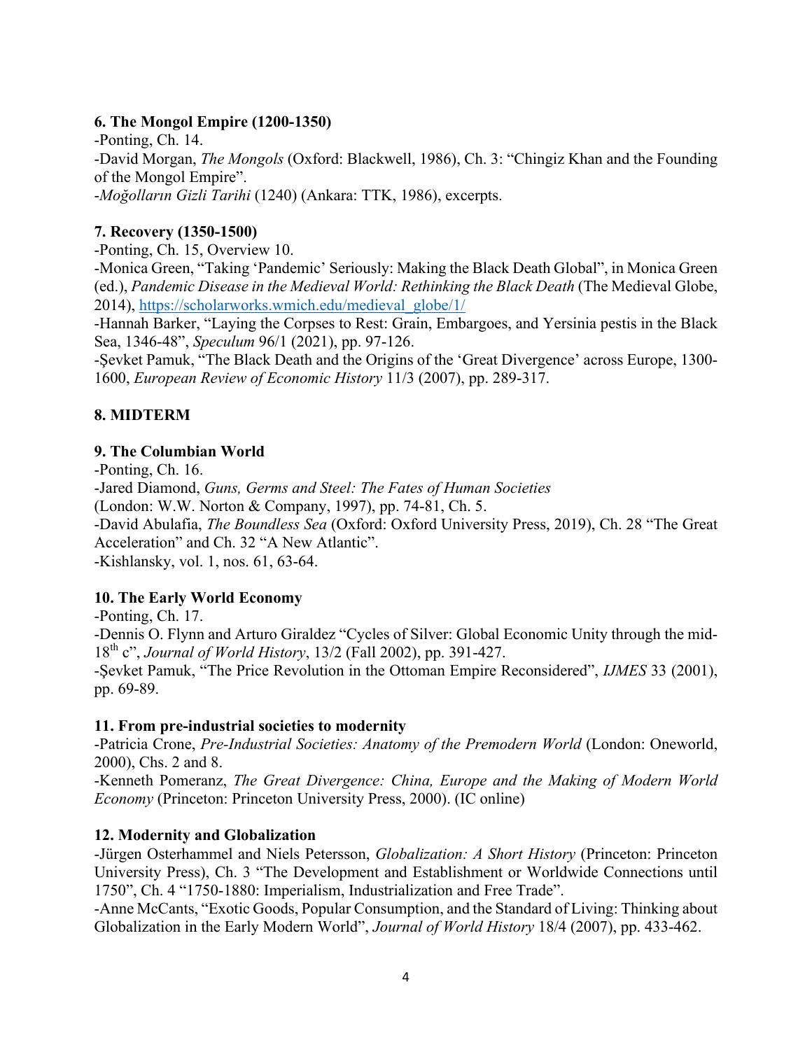**6. The Mongol Empire (1200-1350)**

-Ponting, Ch. 14.

-David Morgan, *The Mongols* (Oxford: Blackwell, 1986), Ch. 3: "Chingiz Khan and the Founding of the Mongol Empire".

-*Moğolların Gizli Tarihi* (1240) (Ankara: TTK, 1986), excerpts.

**7. Recovery (1350-1500)**

-Ponting, Ch. 15, Overview 10.

-Monica Green, "Taking 'Pandemic' Seriously: Making the Black Death Global", in Monica Green (ed.), *Pandemic Disease in the Medieval World: Rethinking the Black Death* (The Medieval Globe, 2014), https://scholarworks.wmich.edu/medieval_globe/1/

-Hannah Barker, "Laying the Corpses to Rest: Grain, Embargoes, and Yersinia pestis in the Black Sea, 1346-48", *Speculum* 96/1 (2021), pp. 97-126.

-Şevket Pamuk, "The Black Death and the Origins of the 'Great Divergence' across Europe, 1300-1600, *European Review of Economic History* 11/3 (2007), pp. 289-317.

**8. MIDTERM**

**9. The Columbian World**

-Ponting, Ch. 16.

-Jared Diamond, *Guns, Germs and Steel: The Fates of Human Societies* (London: W.W. Norton & Company, 1997), pp. 74-81, Ch. 5.

-David Abulafia, *The Boundless Sea* (Oxford: Oxford University Press, 2019), Ch. 28 "The Great Acceleration" and Ch. 32 "A New Atlantic".

-Kishlansky, vol. 1, nos. 61, 63-64.

**10. The Early World Economy**

-Ponting, Ch. 17.

-Dennis O. Flynn and Arturo Giraldez "Cycles of Silver: Global Economic Unity through the mid-18th c", *Journal of World History*, 13/2 (Fall 2002), pp. 391-427.

-Şevket Pamuk, "The Price Revolution in the Ottoman Empire Reconsidered", *IJMES* 33 (2001), pp. 69-89.

**11. From pre-industrial societies to modernity**

-Patricia Crone, *Pre-Industrial Societies: Anatomy of the Premodern World* (London: Oneworld, 2000), Chs. 2 and 8.

-Kenneth Pomeranz, *The Great Divergence: China, Europe and the Making of Modern World Economy* (Princeton: Princeton University Press, 2000). (IC online)

**12. Modernity and Globalization**

-Jürgen Osterhammel and Niels Petersson, *Globalization: A Short History* (Princeton: Princeton University Press), Ch. 3 "The Development and Establishment or Worldwide Connections until 1750", Ch. 4 "1750-1880: Imperialism, Industrialization and Free Trade".

-Anne McCants, "Exotic Goods, Popular Consumption, and the Standard of Living: Thinking about Globalization in the Early Modern World", *Journal of World History* 18/4 (2007), pp. 433-462.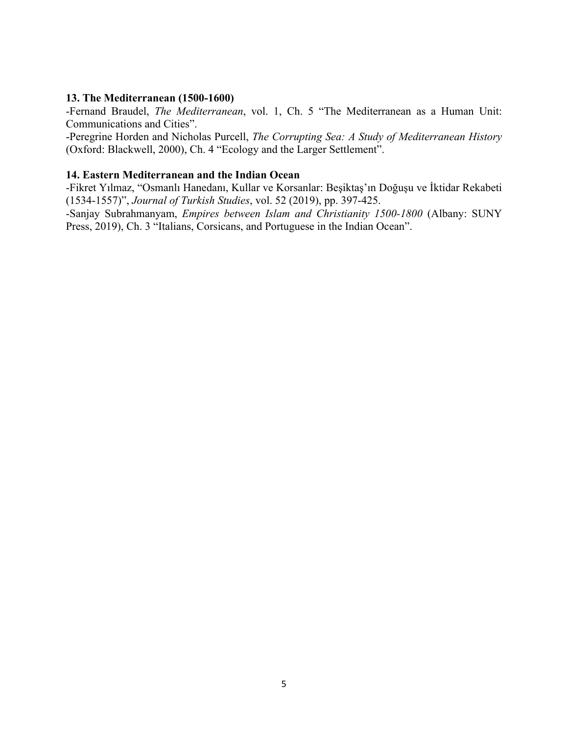**13. The Mediterranean (1500-1600)**

-Fernand Braudel, *The Mediterranean*, vol. 1, Ch. 5 "The Mediterranean as a Human Unit: Communications and Cities".

-Peregrine Horden and Nicholas Purcell, *The Corrupting Sea: A Study of Mediterranean History* (Oxford: Blackwell, 2000), Ch. 4 "Ecology and the Larger Settlement".

**14. Eastern Mediterranean and the Indian Ocean**

-Fikret Yılmaz, "Osmanlı Hanedanı, Kullar ve Korsanlar: Beşiktaş'ın Doğuşu ve İktidar Rekabeti (1534-1557)", *Journal of Turkish Studies*, vol. 52 (2019), pp. 397-425.

-Sanjay Subrahmanyam, *Empires between Islam and Christianity 1500-1800* (Albany: SUNY Press, 2019), Ch. 3 "Italians, Corsicans, and Portuguese in the Indian Ocean".